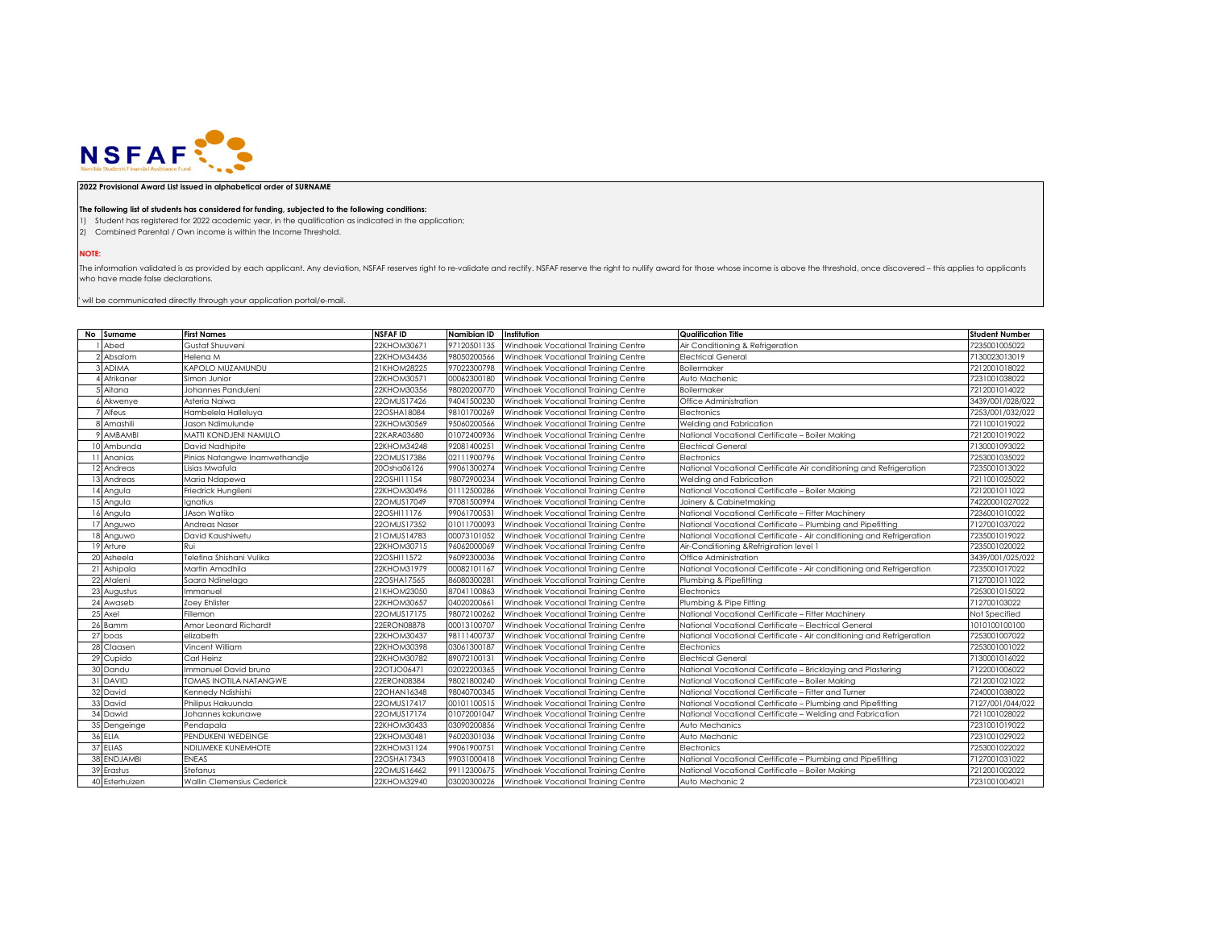NSFAF Namibia Students Financial Assistance Fund

**2022 Provisional Award List issued in alphabetical order of SURNAME**

**The following list of students has considered for funding, subjected to the following conditions:**

1) Student has registered for 2022 academic year, in the qualification as indicated in the application;
2) Combined Parental / Own income is within the Income Threshold.

**NOTE:**

The information validated is as provided by each applicant. Any deviation, NSFAF reserves right to re-validate and rectify. NSFAF reserve the right to nullify award for those whose income is above the threshold, once discovered – this applies to applicants who have made false declarations.

' will be communicated directly through your application portal/e-mail.

| No | Surname | First Names | NSFAF ID | Namibian ID | Institution | Qualification Title | Student Number |
|---|---|---|---|---|---|---|---|
| 1 | Abed | Gustaf Shuuveni | 22KHOM30671 | 97120501135 | Windhoek Vocational Training Centre | Air Conditioning & Refrigeration | 7235001005022 |
| 2 | Absalom | Helena M | 22KHOM34436 | 98050200566 | Windhoek Vocational Training Centre | Electrical General | 7130023013019 |
| 3 | ADIMA | KAPOLO MUZAMUNDU | 21KHOM28225 | 97022300798 | Windhoek Vocational Training Centre | Boilermaker | 7212001018022 |
| 4 | Afrikaner | Simon Junior | 22KHOM30571 | 00062300180 | Windhoek Vocational Training Centre | Auto Machenic | 7231001038022 |
| 5 | Aitana | Johannes Panduleni | 22KHOM30356 | 98020200770 | Windhoek Vocational Training Centre | Boilermaker | 7212001014022 |
| 6 | Akwenye | Asteria Naiwa | 22OMUS17426 | 94041500230 | Windhoek Vocational Training Centre | Office Administration | 3439/001/028/022 |
| 7 | Alfeus | Hambelela Halleluya | 22OSHA18084 | 98101700269 | Windhoek Vocational Training Centre | Electronics | 7253/001/032/022 |
| 8 | Amashili | Jason Ndimulunde | 22KHOM30569 | 95060200566 | Windhoek Vocational Training Centre | Welding and Fabrication | 7211001019022 |
| 9 | AMBAMBI | MATTI KONDJENI NAMULO | 22KARA03680 | 01072400936 | Windhoek Vocational Training Centre | National Vocational Certificate – Boiler Making | 7212001019022 |
| 10 | Ambunda | David Nadhipite | 22KHOM34248 | 92081400251 | Windhoek Vocational Training Centre | Electrical General | 7130001093022 |
| 11 | Ananias | Pinias Natangwe Inamwethandje | 22OMUS17386 | 02111900796 | Windhoek Vocational Training Centre | Electronics | 7253001035022 |
| 12 | Andreas | Lisias Mwafula | 20Osha06126 | 99061300274 | Windhoek Vocational Training Centre | National Vocational Certificate Air conditioning and Refrigeration | 7235001013022 |
| 13 | Andreas | Maria Ndapewa | 22OSHI11154 | 98072900234 | Windhoek Vocational Training Centre | Welding and Fabrication | 7211001025022 |
| 14 | Angula | Friedrick Hungileni | 22KHOM30496 | 01112500286 | Windhoek Vocational Training Centre | National Vocational Certificate – Boiler Making | 7212001011022 |
| 15 | Angula | Ignatius | 22OMUS17049 | 97081500994 | Windhoek Vocational Training Centre | Joinery & Cabinetmaking | 74220001027022 |
| 16 | Angula | JAson Watiko | 22OSHI11176 | 99061700531 | Windhoek Vocational Training Centre | National Vocational Certificate – Fitter Machinery | 7236001010022 |
| 17 | Anguwo | Andreas Naser | 22OMUS17352 | 01011700093 | Windhoek Vocational Training Centre | National Vocational Certificate – Plumbing and Pipefitting | 7127001037022 |
| 18 | Anguwo | David Kaushiwetu | 21OMUS14783 | 00073101052 | Windhoek Vocational Training Centre | National Vocational Certificate - Air conditioning and Refrigeration | 7235001019022 |
| 19 | Arture | Rui | 22KHOM30715 | 96062000069 | Windhoek Vocational Training Centre | Air-Conditioning &Refrigiration level 1 | 7235001020022 |
| 20 | Asheela | Telefina Shishani Vulika | 22OSHI11572 | 96092300036 | Windhoek Vocational Training Centre | Office Administration | 3439/001/025/022 |
| 21 | Ashipala | Martin Amadhila | 22KHOM31979 | 00082101167 | Windhoek Vocational Training Centre | National Vocational Certificate - Air conditioning and Refrigeration | 7235001017022 |
| 22 | Ataleni | Saara Ndinelago | 22OSHA17565 | 86080300281 | Windhoek Vocational Training Centre | Plumbing & Pipefitting | 7127001011022 |
| 23 | Augustus | Immanuel | 21KHOM23050 | 87041100863 | Windhoek Vocational Training Centre | Electronics | 7253001015022 |
| 24 | Awaseb | Zoey Ehlister | 22KHOM30657 | 04020200661 | Windhoek Vocational Training Centre | Plumbing & Pipe Fitting | 712700103022 |
| 25 | Axel | Fillemon | 22OMUS17175 | 98072100262 | Windhoek Vocational Training Centre | National Vocational Certificate – Fitter Machinery | Not Specified |
| 26 | Bamm | Amor Leonard Richardt | 22ERON08878 | 00013100707 | Windhoek Vocational Training Centre | National Vocational Certificate – Electrical General | 1010100100100 |
| 27 | boas | elizabeth | 22KHOM30437 | 98111400737 | Windhoek Vocational Training Centre | National Vocational Certificate - Air conditioning and Refrigeration | 7253001007022 |
| 28 | Claasen | Vincent William | 22KHOM30398 | 03061300187 | Windhoek Vocational Training Centre | Electronics | 7253001001022 |
| 29 | Cupido | Carl Heinz | 22KHOM30782 | 89072100131 | Windhoek Vocational Training Centre | Electrical General | 7130001016022 |
| 30 | Dandu | Immanuel David bruno | 22OTJO06471 | 02022200365 | Windhoek Vocational Training Centre | National Vocational Certificate – Bricklaying and Plastering | 7122001006022 |
| 31 | DAVID | TOMAS INOTILA NATANGWE | 22ERON08384 | 98021800240 | Windhoek Vocational Training Centre | National Vocational Certificate – Boiler Making | 7212001021022 |
| 32 | David | Kennedy Ndishishi | 22OHAN16348 | 98040700345 | Windhoek Vocational Training Centre | National Vocational Certificate – Fitter and Turner | 7240001038022 |
| 33 | David | Philipus Hakuunda | 22OMUS17417 | 00101100515 | Windhoek Vocational Training Centre | National Vocational Certificate – Plumbing and Pipefitting | 7127/001/044/022 |
| 34 | Dawid | Johannes kakunawe | 22OMUS17174 | 01072001047 | Windhoek Vocational Training Centre | National Vocational Certificate – Welding and Fabrication | 7211001028022 |
| 35 | Dengeinge | Pendapala | 22KHOM30433 | 03090200856 | Windhoek Vocational Training Centre | Auto Mechanics | 7231001019022 |
| 36 | ELIA | PENDUKENI WEDEINGE | 22KHOM30481 | 96020301036 | Windhoek Vocational Training Centre | Auto Mechanic | 7231001029022 |
| 37 | ELIAS | NDILIMEKE KUNEMHOTE | 22KHOM31124 | 99061900751 | Windhoek Vocational Training Centre | Electronics | 7253001022022 |
| 38 | ENDJAMBI | ENEAS | 22OSHA17343 | 99031000418 | Windhoek Vocational Training Centre | National Vocational Certificate – Plumbing and Pipefitting | 7127001031022 |
| 39 | Erastus | Stefanus | 22OMUS16462 | 99112300675 | Windhoek Vocational Training Centre | National Vocational Certificate – Boiler Making | 7212001002022 |
| 40 | Esterhuizen | Wallin Clemensius Cederick | 22KHOM32940 | 03020300226 | Windhoek Vocational Training Centre | Auto Mechanic 2 | 7231001004021 |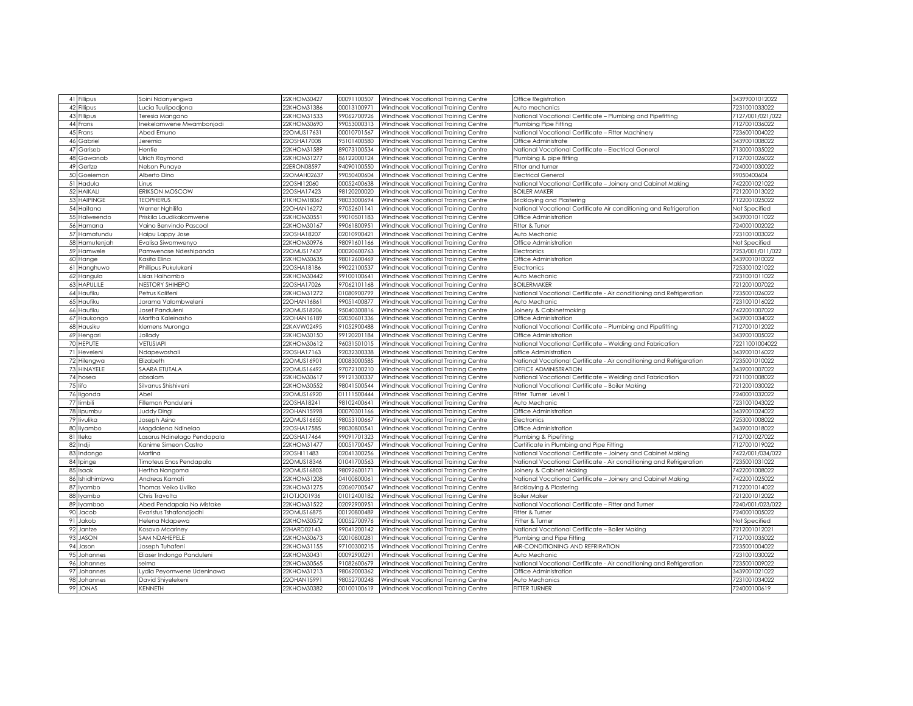| 41 | Fillipus | Soini Ndanyengwa | 22KHOM30427 | 00091100507 | Windhoek Vocational Training Centre | Office Registration | 34399001012022 |
|---|---|---|---|---|---|---|---|
| 42 | Fillipus | Lucia Tuulipodjona | 22KHOM31386 | 00013100971 | Windhoek Vocational Training Centre | Auto mechanics | 7231001033022 |
| 43 | Fillipus | Teresia Mangano | 22KHOM31533 | 99062700926 | Windhoek Vocational Training Centre | National Vocational Certificate – Plumbing and Pipefitting | 7127/001/021/022 |
| 44 | Frans | Inekelamwene Mwambonjodi | 22KHOM30690 | 99053000313 | Windhoek Vocational Training Centre | Plumbing Pipe Fitting | 7127001036022 |
| 45 | Frans | Abed Emuno | 22OMUS17631 | 00010701567 | Windhoek Vocational Training Centre | National Vocational Certificate – Fitter Machinery | 7236001004022 |
| 46 | Gabriel | Jeremia | 22OSHA17008 | 95101400580 | Windhoek Vocational Training Centre | Office Administrate | 3439001008022 |
| 47 | Gariseb | Hentie | 22KHOM31589 | 89073100534 | Windhoek Vocational Training Centre | National Vocational Certificate – Electrical General | 7130001035022 |
| 48 | Gawanab | Ulrich Raymond | 22KHOM31277 | 86122000124 | Windhoek Vocational Training Centre | Plumbing & pipe fitting | 7127001026022 |
| 49 | Gertze | Nelson Punaye | 22ERON08597 | 94090100550 | Windhoek Vocational Training Centre | Fitter and turner | 7240001030022 |
| 50 | Goeieman | Alberto Dino | 22OMAH02637 | 99050400604 | Windhoek Vocational Training Centre | Electrical General | 99050400604 |
| 51 | Hadula | Linus | 22OSHI12060 | 00052400638 | Windhoek Vocational Training Centre | National Vocational Certificate – Joinery and Cabinet Making | 7422001021022 |
| 52 | HAIKALI | ERIKSON MOSCOW | 22OSHA17423 | 98120200020 | Windhoek Vocational Training Centre | BOILER MAKER | 7212001013022 |
| 53 | HAIPINGE | TEOPHERUS | 21KHOM18067 | 98033000694 | Windhoek Vocational Training Centre | Bricklaying and Plastering | 7122001025022 |
| 54 | Haitana | Werner Nghilifa | 22OHAN16272 | 97052601141 | Windhoek Vocational Training Centre | National Vocational Certificate Air conditioning and Refrigeration | Not Specified |
| 55 | Halweendo | Priskila Laudikakomwene | 22KHOM30551 | 99010501183 | Windhoek Vocational Training Centre | Office Administration | 3439001011022 |
| 56 | Hamana | Vaino Benvindo Pascoal | 22KHOM30167 | 99061800951 | Windhoek Vocational Training Centre | Fitter & Tuner | 7240001002022 |
| 57 | Hamatundu | Haipu Lappy Jose | 22OSHA18207 | 02010900421 | Windhoek Vocational Training Centre | Auto Mechanic | 7231001003022 |
| 58 | Hamutenjah | Evalisa Siwomwenyo | 22KHOM30976 | 98091601166 | Windhoek Vocational Training Centre | Office Administration | Not Specified |
| 59 | Hamwele | Pamwenase Ndeshipanda | 22OMUS17437 | 00020600763 | Windhoek Vocational Training Centre | Electronics | 7253/001/011/022 |
| 60 | Hange | Kasita Elina | 22KHOM30635 | 98012600469 | Windhoek Vocational Training Centre | Office Administration | 3439001010022 |
| 61 | Hanghuwo | Phillipus Pukulukeni | 22OSHA18186 | 99022100537 | Windhoek Vocational Training Centre | Electronics | 7253001021022 |
| 62 | Hangula | Lisias Haihambo | 22KHOM30442 | 99100100641 | Windhoek Vocational Training Centre | Auto Mechanic | 7231001011022 |
| 63 | HAPULILE | NESTORY SHIHEPO | 22OSHA17026 | 97062101168 | Windhoek Vocational Training Centre | BOILERMAKER | 7212001007022 |
| 64 | Haufiku | Petrus Kalifeni | 22KHOM31272 | 01080900799 | Windhoek Vocational Training Centre | National Vocational Certificate - Air conditioning and Refrigeration | 7235001026022 |
| 65 | Haufiku | Jorama Valombweleni | 22OHAN16861 | 99051400877 | Windhoek Vocational Training Centre | Auto Mechanic | 7231001016022 |
| 66 | Haufiku | Josef Panduleni | 22OMUS18206 | 95040300816 | Windhoek Vocational Training Centre | Joinery & Cabinetmaking | 7422001007022 |
| 67 | Haukongo | Martha Kaleinasho | 22OHAN16189 | 02050601336 | Windhoek Vocational Training Centre | Office Administration | 3439001034022 |
| 68 | Hausiku | klemens Muronga | 22KAVW02495 | 91052900488 | Windhoek Vocational Training Centre | National Vocational Certificate – Plumbing and Pipefitting | 7127001012022 |
| 69 | Hengari | Jollady | 22KHOM30150 | 99120201184 | Windhoek Vocational Training Centre | Office Administration | 3439001005022 |
| 70 | HEPUTE | VETUSIAPI | 22KHOM30612 | 96031501015 | Windhoek Vocational Training Centre | National Vocational Certificate – Welding and Fabrication | 72211001004022 |
| 71 | Heveleni | Ndapewoshali | 22OSHA17163 | 92032300338 | Windhoek Vocational Training Centre | office Administration | 3439001016022 |
| 72 | Hiilengwa | Elizabeth | 22OMUS16901 | 00083000585 | Windhoek Vocational Training Centre | National Vocational Certificate - Air conditioning and Refrigeration | 7235001010022 |
| 73 | HINAYELE | SAARA ETUTALA | 22OMUS16492 | 97072100210 | Windhoek Vocational Training Centre | OFFICE ADMINISTRATION | 3439001007022 |
| 74 | hosea | absalom | 22KHOM30617 | 99121300337 | Windhoek Vocational Training Centre | National Vocational Certificate – Welding and Fabrication | 7211001008022 |
| 75 | Iifo | Silvanus Shishiveni | 22KHOM30552 | 98041500544 | Windhoek Vocational Training Centre | National Vocational Certificate – Boiler Making | 7212001030022 |
| 76 | Iigonda | Abel | 22OMUS16920 | 01111500444 | Windhoek Vocational Training Centre | Fitter Turner Level 1 | 7240001032022 |
| 77 | Iimbili | Fillemon Panduleni | 22OSHA18241 | 98102400641 | Windhoek Vocational Training Centre | Auto Mechanic | 7231001043022 |
| 78 | Iipumbu | Juddy Dingi | 22OHAN15998 | 00070301166 | Windhoek Vocational Training Centre | Office Administration | 3439001024022 |
| 79 | Iivulika | Joseph Asino | 22OMUS16650 | 98053100667 | Windhoek Vocational Training Centre | Electronics | 7253001008022 |
| 80 | Iiyambo | Magdalena Ndinelao | 22OSHA17585 | 98030800541 | Windhoek Vocational Training Centre | Office Administration | 3439001018022 |
| 81 | Ileka | Lasarus Ndinelago Pendapala | 22OSHA17464 | 99091701323 | Windhoek Vocational Training Centre | Plumbing & Pipefiting | 7127001027022 |
| 82 | Indji | Kanime Simeon Castro | 22KHOM31477 | 00051700457 | Windhoek Vocational Training Centre | Certificate in Plumbing and Pipe Fitting | 7127001019022 |
| 83 | Indongo | Martina | 22OSHI11483 | 02041300256 | Windhoek Vocational Training Centre | National Vocational Certificate – Joinery and Cabinet Making | 7422/001/034/022 |
| 84 | Ipinge | Timoteus Enos Pendapala | 22OMUS18346 | 01041700563 | Windhoek Vocational Training Centre | National Vocational Certificate - Air conditioning and Refrigeration | 7235001031022 |
| 85 | Isaak | Hertha Nangoma | 22OMUS16803 | 98092600171 | Windhoek Vocational Training Centre | Joinery & Cabinet Making | 7422001008022 |
| 86 | Ishidhimbwa | Andreas Kamati | 22KHOM31208 | 04100800061 | Windhoek Vocational Training Centre | National Vocational Certificate – Joinery and Cabinet Making | 7422001025022 |
| 87 | Iyambo | Thomas Veiko Uviiko | 22KHOM31275 | 02060700547 | Windhoek Vocational Training Centre | Bricklaying & Plastering | 7122001014022 |
| 88 | Iyambo | Chris Travolta | 21OTJO01936 | 01012400182 | Windhoek Vocational Training Centre | Boiler Maker | 7212001012022 |
| 89 | Iyamboo | Abed Pendapala No Mistake | 22KHOM31522 | 02092900951 | Windhoek Vocational Training Centre | National Vocational Certificate – Fitter and Turner | 7240/001/023/022 |
| 90 | Jacob | Evaristus Tshafondjodhi | 22OMUS16875 | 00120800489 | Windhoek Vocational Training Centre | Fitter & Turner | 7240001005022 |
| 91 | Jakob | Helena Ndapewa | 22KHOM30572 | 00052700976 | Windhoek Vocational Training Centre | Fitter & Turner | Not Specified |
| 92 | Jantze | Kosovo Mcarlney | 22HARD02143 | 99041200142 | Windhoek Vocational Training Centre | National Vocational Certificate – Boiler Making | 7212001012021 |
| 93 | JASON | SAM NDAHEPELE | 22KHOM30673 | 02010800281 | Windhoek Vocational Training Centre | Plumbing and Pipe Fitting | 7127001035022 |
| 94 | Jason | Joseph Tuhafeni | 22KHOM31155 | 97100300215 | Windhoek Vocational Training Centre | AIR-CONDITIONING AND REFRIRATION | 7235001004022 |
| 95 | Johannes | Eliaser Indongo Panduleni | 22KHOM30431 | 00092900291 | Windhoek Vocational Training Centre | Auto Mechanic | 7231001030022 |
| 96 | Johannes | selma | 22KHOM30565 | 91082600679 | Windhoek Vocational Training Centre | National Vocational Certificate - Air conditioning and Refrigeration | 7235001009022 |
| 97 | Johannes | Lydia Peyomwene Udeninawa | 22KHOM31213 | 98062000362 | Windhoek Vocational Training Centre | Office Administration | 3439001021022 |
| 98 | Johannes | David Shiyelekeni | 22OHAN15991 | 98052700248 | Windhoek Vocational Training Centre | Auto Mechanics | 7231001034022 |
| 99 | JONAS | KENNETH | 22KHOM30382 | 00100100619 | Windhoek Vocational Training Centre | FITTER TURNER | 724000100619 |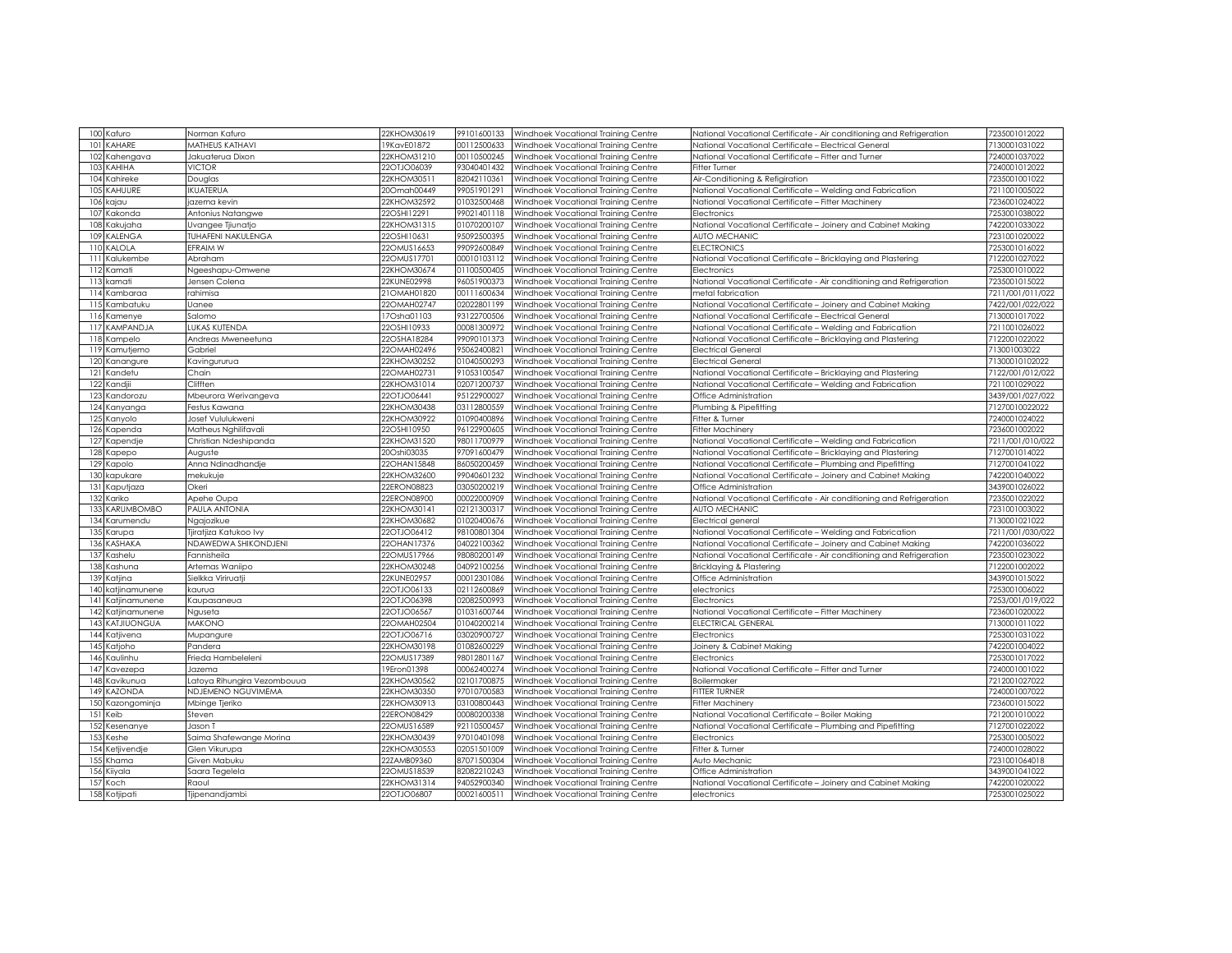| 100 | Kafuro | Norman Kafuro | 22KHOM30619 | 99101600133 | Windhoek Vocational Training Centre | National Vocational Certificate - Air conditioning and Refrigeration | 7235001012022 |
|---|---|---|---|---|---|---|---|
| 101 | KAHARE | MATHEUS KATHAVI | 19KavE01872 | 00112500633 | Windhoek Vocational Training Centre | National Vocational Certificate – Electrical General | 7130001031022 |
| 102 | Kahengava | Jakuaterua Dixon | 22KHOM31210 | 00110500245 | Windhoek Vocational Training Centre | National Vocational Certificate – Fitter and Turner | 7240001037022 |
| 103 | KAHIHA | VICTOR | 22OTJO06039 | 93040401432 | Windhoek Vocational Training Centre | Fitter Turner | 7240001012022 |
| 104 | Kahireke | Douglas | 22KHOM30511 | 82042110361 | Windhoek Vocational Training Centre | Air-Conditioning & Refigiration | 7235001001022 |
| 105 | KAHUURE | IKUATERUA | 20Omah00449 | 99051901291 | Windhoek Vocational Training Centre | National Vocational Certificate – Welding and Fabrication | 7211001005022 |
| 106 | kajau | jazema kevin | 22KHOM32592 | 01032500468 | Windhoek Vocational Training Centre | National Vocational Certificate – Fitter Machinery | 7236001024022 |
| 107 | Kakonda | Antonius Natangwe | 22OSHI12291 | 99021401118 | Windhoek Vocational Training Centre | Electronics | 7253001038022 |
| 108 | Kakujaha | Uvangee Tjiunatjo | 22KHOM31315 | 01070200107 | Windhoek Vocational Training Centre | National Vocational Certificate – Joinery and Cabinet Making | 7422001033022 |
| 109 | KALENGA | TUHAFENI NAKULENGA | 22OSHI10631 | 95092500395 | Windhoek Vocational Training Centre | AUTO MECHANIC | 7231001020022 |
| 110 | KALOLA | EFRAIM W | 22OMUS16653 | 99092600849 | Windhoek Vocational Training Centre | ELECTRONICS | 7253001016022 |
| 111 | Kalukembe | Abraham | 22OMUS17701 | 00010103112 | Windhoek Vocational Training Centre | National Vocational Certificate – Bricklaying and Plastering | 7122001027022 |
| 112 | Kamati | Ngeeshapu-Omwene | 22KHOM30674 | 01100500405 | Windhoek Vocational Training Centre | Electronics | 7253001010022 |
| 113 | kamati | Jensen Colena | 22KUNE02998 | 96051900373 | Windhoek Vocational Training Centre | National Vocational Certificate - Air conditioning and Refrigeration | 7235001015022 |
| 114 | Kambaraa | rahimisa | 21OMAH01820 | 00111600634 | Windhoek Vocational Training Centre | metal fabrication | 7211/001/011/022 |
| 115 | Kambatuku | Uanee | 22OMAH02747 | 02022801199 | Windhoek Vocational Training Centre | National Vocational Certificate – Joinery and Cabinet Making | 7422/001/022/022 |
| 116 | Kamenye | Salomo | 17Osha01103 | 93122700506 | Windhoek Vocational Training Centre | National Vocational Certificate – Electrical General | 7130001017022 |
| 117 | KAMPANDJA | LUKAS KUTENDA | 22OSHI10933 | 00081300972 | Windhoek Vocational Training Centre | National Vocational Certificate – Welding and Fabrication | 7211001026022 |
| 118 | Kampelo | Andreas Mweneetuna | 22OSHA18284 | 99090101373 | Windhoek Vocational Training Centre | National Vocational Certificate – Bricklaying and Plastering | 7122001022022 |
| 119 | Kamutjemo | Gabriel | 22OMAH02496 | 95062400821 | Windhoek Vocational Training Centre | Electrical General | 713001003022 |
| 120 | Kanangure | Kavingururua | 22KHOM30252 | 01040500293 | Windhoek Vocational Training Centre | Electrical General | 71300010102022 |
| 121 | Kandetu | Chain | 22OMAH02731 | 91053100547 | Windhoek Vocational Training Centre | National Vocational Certificate – Bricklaying and Plastering | 7122/001/012/022 |
| 122 | Kandjii | Clifften | 22KHOM31014 | 02071200737 | Windhoek Vocational Training Centre | National Vocational Certificate – Welding and Fabrication | 7211001029022 |
| 123 | Kandorozu | Mbeurora Werivangeva | 22OTJO06441 | 95122900027 | Windhoek Vocational Training Centre | Office Administration | 3439/001/027/022 |
| 124 | Kanyanga | Festus Kawana | 22KHOM30438 | 03112800559 | Windhoek Vocational Training Centre | Plumbing & Pipefitting | 71270010022022 |
| 125 | Kanyolo | Josef Vululukweni | 22KHOM30922 | 01090400896 | Windhoek Vocational Training Centre | Fitter & Turner | 7240001024022 |
| 126 | Kapenda | Matheus Nghilifavali | 22OSHI10950 | 96122900605 | Windhoek Vocational Training Centre | Fitter Machinery | 7236001002022 |
| 127 | Kapendje | Christian Ndeshipanda | 22KHOM31520 | 98011700979 | Windhoek Vocational Training Centre | National Vocational Certificate – Welding and Fabrication | 7211/001/010/022 |
| 128 | Kapepo | Auguste | 20Oshi03035 | 97091600479 | Windhoek Vocational Training Centre | National Vocational Certificate – Bricklaying and Plastering | 7127001014022 |
| 129 | Kapolo | Anna Ndinadhandje | 22OHAN15848 | 86050200459 | Windhoek Vocational Training Centre | National Vocational Certificate – Plumbing and Pipefitting | 7127001041022 |
| 130 | kapukare | mekukuje | 22KHOM32600 | 99040601232 | Windhoek Vocational Training Centre | National Vocational Certificate – Joinery and Cabinet Making | 7422001040022 |
| 131 | Kaputjaza | Okeri | 22ERON08823 | 03050200219 | Windhoek Vocational Training Centre | Office Administration | 3439001026022 |
| 132 | Kariko | Apehe Oupa | 22ERON08900 | 00022000909 | Windhoek Vocational Training Centre | National Vocational Certificate - Air conditioning and Refrigeration | 7235001022022 |
| 133 | KARUMBOMBO | PAULA ANTONIA | 22KHOM30141 | 02121300317 | Windhoek Vocational Training Centre | AUTO MECHANIC | 7231001003022 |
| 134 | Karumendu | Ngajozikue | 22KHOM30682 | 01020400676 | Windhoek Vocational Training Centre | Electrical general | 7130001021022 |
| 135 | Karupa | Tjiratjiza Katukoo Ivy | 22OTJO06412 | 98100801304 | Windhoek Vocational Training Centre | National Vocational Certificate – Welding and Fabrication | 7211/001/030/022 |
| 136 | KASHAKA | NDAWEDWA SHIKONDJENI | 22OHAN17376 | 04022100362 | Windhoek Vocational Training Centre | National Vocational Certificate – Joinery and Cabinet Making | 7422001036022 |
| 137 | Kashelu | Fannisheila | 22OMUS17966 | 98080200149 | Windhoek Vocational Training Centre | National Vocational Certificate - Air conditioning and Refrigeration | 7235001023022 |
| 138 | Kashuna | Artemas Waniipo | 22KHOM30248 | 04092100256 | Windhoek Vocational Training Centre | Bricklaying & Plastering | 7122001002022 |
| 139 | Katjina | Sielkka Viriruatji | 22KUNE02957 | 00012301086 | Windhoek Vocational Training Centre | Office Administration | 3439001015022 |
| 140 | katjinamunene | kaurua | 22OTJO06133 | 02112600869 | Windhoek Vocational Training Centre | electronics | 7253001006022 |
| 141 | Katjinamunene | Kaupasaneua | 22OTJO06398 | 02082500993 | Windhoek Vocational Training Centre | Electronics | 7253/001/019/022 |
| 142 | Katjinamunene | Nguseta | 22OTJO06567 | 01031600744 | Windhoek Vocational Training Centre | National Vocational Certificate – Fitter Machinery | 7236001020022 |
| 143 | KATJIUONGUA | MAKONO | 22OMAH02504 | 01040200214 | Windhoek Vocational Training Centre | ELECTRICAL GENERAL | 7130001011022 |
| 144 | Katjivena | Mupangure | 22OTJO06716 | 03020900727 | Windhoek Vocational Training Centre | Electronics | 7253001031022 |
| 145 | Katjoho | Pandera | 22KHOM30198 | 01082600229 | Windhoek Vocational Training Centre | Joinery & Cabinet Making | 7422001004022 |
| 146 | Kaulinhu | Frieda Hambeleleni | 22OMUS17389 | 98012801167 | Windhoek Vocational Training Centre | Electronics | 7253001017022 |
| 147 | Kavezepa | Jazema | 19Eron01398 | 00062400274 | Windhoek Vocational Training Centre | National Vocational Certificate – Fitter and Turner | 7240001001022 |
| 148 | Kavikunua | Latoya Rihungira Vezombouua | 22KHOM30562 | 02101700875 | Windhoek Vocational Training Centre | Boilermaker | 7212001027022 |
| 149 | KAZONDA | NDJEMENO NGUVIMEMA | 22KHOM30350 | 97010700583 | Windhoek Vocational Training Centre | FITTER TURNER | 7240001007022 |
| 150 | Kazongominja | Mbinge Tjeriko | 22KHOM30913 | 03100800443 | Windhoek Vocational Training Centre | Fitter Machinery | 7236001015022 |
| 151 | Keib | Steven | 22ERON08429 | 00080200338 | Windhoek Vocational Training Centre | National Vocational Certificate – Boiler Making | 7212001010022 |
| 152 | Kesenanye | Jason T | 22OMUS16589 | 92110500457 | Windhoek Vocational Training Centre | National Vocational Certificate – Plumbing and Pipefitting | 7127001022022 |
| 153 | Keshe | Saima Shafewange Morina | 22KHOM30439 | 97010401098 | Windhoek Vocational Training Centre | Electronics | 7253001005022 |
| 154 | Ketjivendje | Glen Vikurupa | 22KHOM30553 | 02051501009 | Windhoek Vocational Training Centre | Fitter & Turner | 7240001028022 |
| 155 | Khama | Given Mabuku | 22ZAMB09360 | 87071500304 | Windhoek Vocational Training Centre | Auto Mechanic | 7231001064018 |
| 156 | Kiiyala | Saara Tegelela | 22OMUS18539 | 82082210243 | Windhoek Vocational Training Centre | Office Administration | 3439001041022 |
| 157 | Koch | Raoul | 22KHOM31314 | 94052900340 | Windhoek Vocational Training Centre | National Vocational Certificate – Joinery and Cabinet Making | 7422001020022 |
| 158 | Kotjipati | Tjipenandjambi | 22OTJO06807 | 00021600511 | Windhoek Vocational Training Centre | electronics | 7253001025022 |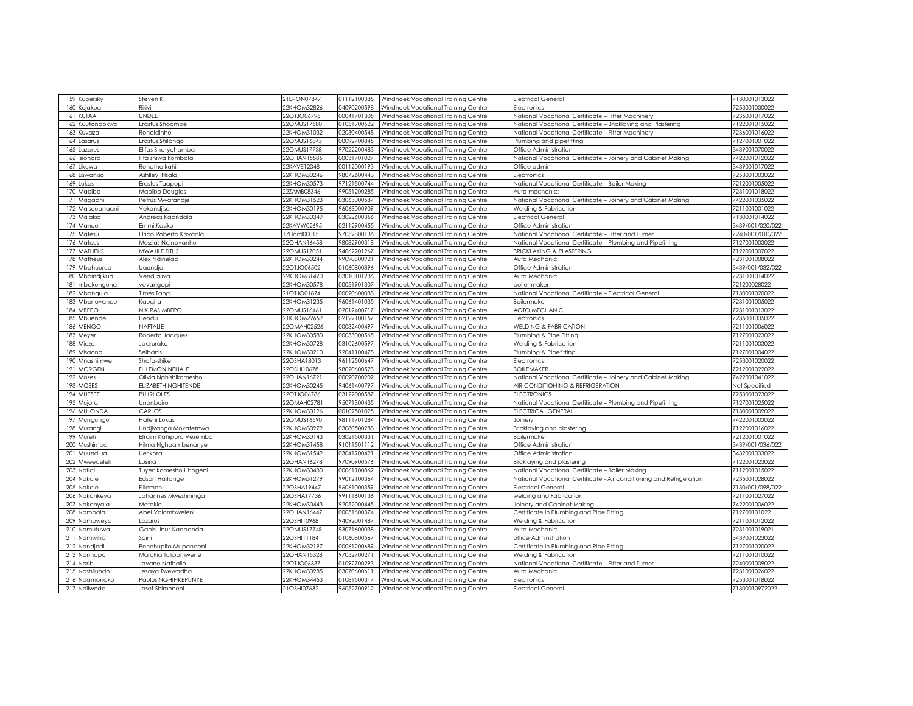| | | | | | | | |
|---|---|---|---|---|---|---|---|
| 159 | Kubersky | Steven K. | 21ERON07847 | 01112100385 | Windhoek Vocational Training Centre | Electrical General | 7130001013022 |
| 160 | Kujakua | Ririvi | 22KHOM32826 | 04090200598 | Windhoek Vocational Training Centre | Electronics | 7253001030022 |
| 161 | KUTAA | UNDEE | 22OTJO06795 | 00041701305 | Windhoek Vocational Training Centre | National Vocational Certificate – Fitter Machinery | 7236001017022 |
| 162 | Kuutondokwa | Erastus Shoombe | 22OMUS17580 | 01051900522 | Windhoek Vocational Training Centre | National Vocational Certificate – Bricklaying and Plastering | 7122001015022 |
| 163 | Kuvaza | Ronaldinho | 22KHOM31032 | 02030400548 | Windhoek Vocational Training Centre | National Vocational Certificate – Fitter Machinery | 7236001016022 |
| 164 | Lasarus | Erastus Shilongo | 22OMUS16845 | 00092700845 | Windhoek Vocational Training Centre | Plumbing and pipefitting | 7127001001022 |
| 165 | Lazarus | Elifas Shatyohamba | 22OMUS17738 | 97022200483 | Windhoek Vocational Training Centre | Office Administration | 3439001070022 |
| 166 | leonard | liita shiwa kombala | 22OHAN15586 | 00031701027 | Windhoek Vocational Training Centre | National Vocational Certificate – Joinery and Cabinet Making | 7422001012022 |
| 167 | Likuwa | Renathe kahili | 22KAVE12348 | 00112000193 | Windhoek Vocational Training Centre | Office admin | 3439001017022 |
| 168 | Liswaniso | Ashlley Nsala | 22KHOM30246 | 98072600443 | Windhoek Vocational Training Centre | Electronics | 7253001003022 |
| 169 | Lukas | Erastus Taapopi | 22KHOM30573 | 97121500744 | Windhoek Vocational Training Centre | National Vocational Certificate – Boiler Making | 7212001005022 |
| 170 | Mabibo | Mabibo Douglas | 22ZAMB08346 | 99051200285 | Windhoek Vocational Training Centre | Auto mechanics | 7231001018022 |
| 171 | Magadhi | Petrus Mwafandje | 22KHOM31523 | 03063000687 | Windhoek Vocational Training Centre | National Vocational Certificate – Joinery and Cabinet Making | 7422001035022 |
| 172 | Maiseuanaani | Vekondjisa | 22KHOM30195 | 96063000909 | Windhoek Vocational Training Centre | Welding & Fabrication | 7211001001022 |
| 173 | Malakia | Andreas Kaandala | 22KHOM30349 | 03022600356 | Windhoek Vocational Training Centre | Electrical General | 7130001014022 |
| 174 | Manuel | Emmi Kasiku | 22KAVW02695 | 02112900455 | Windhoek Vocational Training Centre | Office Administration | 3439/001/020/022 |
| 175 | Matesu | Elrico Roberto Kavaala | 17Hard00015 | 97052800136 | Windhoek Vocational Training Centre | National Vocational Certificate – Fitter and Turner | 7240/001/010/022 |
| 176 | Mateus | Messias Ndinovanhu | 22OHAN16458 | 98082900318 | Windhoek Vocational Training Centre | National Vocational Certificate – Plumbing and Pipefitting | 7127001003022 |
| 177 | MATHEUS | MWAJILE TITUS | 22OMUS17051 | 94062201267 | Windhoek Vocational Training Centre | BRICKLAYING & PLASTERING | 7122001007022 |
| 178 | Matheus | Alex Ndinelao | 22KHOM30244 | 99090800921 | Windhoek Vocational Training Centre | Auto Mechanic | 7231001008022 |
| 179 | Mbahuurua | Uaundja | 22OTJO06502 | 01060800896 | Windhoek Vocational Training Centre | Office Administration | 3439/001/032/022 |
| 180 | Mbaindjikua | Vendjizuva | 22KHOM31470 | 03010101236 | Windhoek Vocational Training Centre | Auto Mechanic | 7231001014022 |
| 181 | mbakunguna | vevangapi | 22KHOM30578 | 00051901307 | Windhoek Vocational Training Centre | boiler maker | 721200028022 |
| 182 | Mbangula | Times Tangi | 21OTJO01874 | 00020600038 | Windhoek Vocational Training Centre | National Vocational Certificate – Electrical General | 7130001020022 |
| 183 | Mbenovandu | Kauaita | 22KHOM31235 | 96061401035 | Windhoek Vocational Training Centre | Boilermaker | 7231001005022 |
| 184 | MBEPO | NIKIRAS MBEPO | 22OMUS16461 | 02012400717 | Windhoek Vocational Training Centre | AOTO MECHANIC | 7231001013022 |
| 185 | Mbuende | Uendjii | 21KHOM29659 | 02122100157 | Windhoek Vocational Training Centre | Electronics | 7235001035022 |
| 186 | MENGO | NAFTALIE | 22OMAH02526 | 00032400497 | Windhoek Vocational Training Centre | WELDING & FABRICATION | 7211001006022 |
| 187 | Meyer | Roberto Jacques | 22KHOM30580 | 00033000565 | Windhoek Vocational Training Centre | Plumbing & Pipe Fitting | 7127001023022 |
| 188 | Mieze | Jaarurako | 22KHOM30728 | 03102600597 | Windhoek Vocational Training Centre | Welding & Fabrication | 7211001003022 |
| 189 | Misaona | Selbanis | 22KHOM30210 | 92041100478 | Windhoek Vocational Training Centre | Plumbing & Pipefitting | 7127001004022 |
| 190 | Mnashimwe | Shafa-shike | 22OSHA18013 | 96112500647 | Windhoek Vocational Training Centre | Electronics | 7253001020022 |
| 191 | MORGEN | FILLEMON NEHALE | 22OSHI10678 | 98020600523 | Windhoek Vocational Training Centre | BOILEMAKER | 7212001022022 |
| 192 | Moses | Olivia Nghishikomesho | 22OHAN16721 | 00090700902 | Windhoek Vocational Training Centre | National Vocational Certificate – Joinery and Cabinet Making | 7422001041022 |
| 193 | MOSES | ELIZABETH NGHITENDE | 22KHOM30245 | 94061400797 | Windhoek Vocational Training Centre | AIR CONDITIONING & REFRIGERATION | Not Specified |
| 194 | MUESEE | PUIIRI OLES | 22OTJO06786 | 03122000587 | Windhoek Vocational Training Centre | ELECTRONICS | 7253001023022 |
| 195 | Mujoro | Unonbuiro | 22OMAH02781 | 95071300435 | Windhoek Vocational Training Centre | National Vocational Certificate – Plumbing and Pipefitting | 7127001025022 |
| 196 | MULONDA | CARLOS | 22KHOM30196 | 00102501025 | Windhoek Vocational Training Centre | ELECTRICAL GENERAL | 7130001009022 |
| 197 | Mungungu | Hafeni Lukas | 22OMUS16590 | 98111701284 | Windhoek Vocational Training Centre | Joinery | 7422001003022 |
| 198 | Murangi | Undjivanga Mokatemwa | 22KHOM30979 | 03080500288 | Windhoek Vocational Training Centre | Bricklaying and plastering | 7122001016022 |
| 199 | Mureti | Efraim Kahipura Vezemba | 22KHOM30143 | 03021500331 | Windhoek Vocational Training Centre | Boilermaker | 7212001001022 |
| 200 | Mushimba | Hilma Nghaambenanye | 22KHOM31458 | 91011501112 | Windhoek Vocational Training Centre | Office Administration | 3439/001/036/022 |
| 201 | Muundjua | Uerikora | 22KHOM31549 | 03041900491 | Windhoek Vocational Training Centre | Office Administration | 3439001033022 |
| 202 | Mweedeleli | Lusina | 22OHAN16278 | 97090900576 | Windhoek Vocational Training Centre | Blicklaying and plastering | 7122001023022 |
| 203 | Nafidi | Tuyenikomesho Lihogeni | 22KHOM30430 | 00061100862 | Windhoek Vocational Training Centre | National Vocational Certificate – Boiler Making | 7112001015022 |
| 204 | Nakale | Edson Haitange | 22KHOM31279 | 99012100364 | Windhoek Vocational Training Centre | National Vocational Certificate - Air conditioning and Refrigeration | 7235001028022 |
| 205 | Nakale | Fillemon | 22OSHA19447 | 96061000359 | Windhoek Vocational Training Centre | Electrical General | 7130/001/098/022 |
| 206 | Nakankeya | Johannes Mweshininga | 22OSHA17736 | 99111600136 | Windhoek Vocational Training Centre | welding and Fabrication | 7211001027022 |
| 207 | Nakanyala | Metakie | 22KHOM30443 | 92052000445 | Windhoek Vocational Training Centre | Joinery and Cabinet Making | 7422001006022 |
| 208 | Nambala | Abel Valombweleni | 22OHAN16447 | 00051600374 | Windhoek Vocational Training Centre | Certificate in Plumbing and Pipe Fitting | 712700101022 |
| 209 | Nampweya | Lazarus | 22OSHI10968 | 94092001487 | Windhoek Vocational Training Centre | Welding & Fabrication | 7211001012022 |
| 210 | Namutuwa | Gapis Linus Kaapanda | 22OMUS17748 | 93071600038 | Windhoek Vocational Training Centre | Auto Mechanic | 7231001019021 |
| 211 | Namwiha | Soini | 22OSHI11184 | 01060800567 | Windhoek Vocational Training Centre | office Adminstration | 3439001023022 |
| 212 | Nandjedi | Penehupifo Mupandeni | 22KHOM32197 | 00061200689 | Windhoek Vocational Training Centre | Certificate in Plumbing and Pipe Fitting | 7127001020022 |
| 213 | Nanhapo | Marakia Tulipomwene | 22OHAN15328 | 97052700271 | Windhoek Vocational Training Centre | Welding & Fabrication | 7211001010022 |
| 214 | Narib | Jovane Nathalio | 22OTJO06337 | 01092700293 | Windhoek Vocational Training Centre | National Vocational Certificate – Fitter and Turner | 7240001009022 |
| 215 | Nashilundo | Jesaya Twewadha | 22KHOM30985 | 03070600611 | Windhoek Vocational Training Centre | Auto Mechanic | 7231001026022 |
| 216 | Ndamonako | Paulus NGHIFIKEPUNYE | 22KHOM34453 | 01081500317 | Windhoek Vocational Training Centre | Electronics | 7253001018022 |
| 217 | Ndiiweda | Josef Shimoneni | 21OSHI07632 | 96052700912 | Windhoek Vocational Training Centre | Electrical General | 71300010972022 |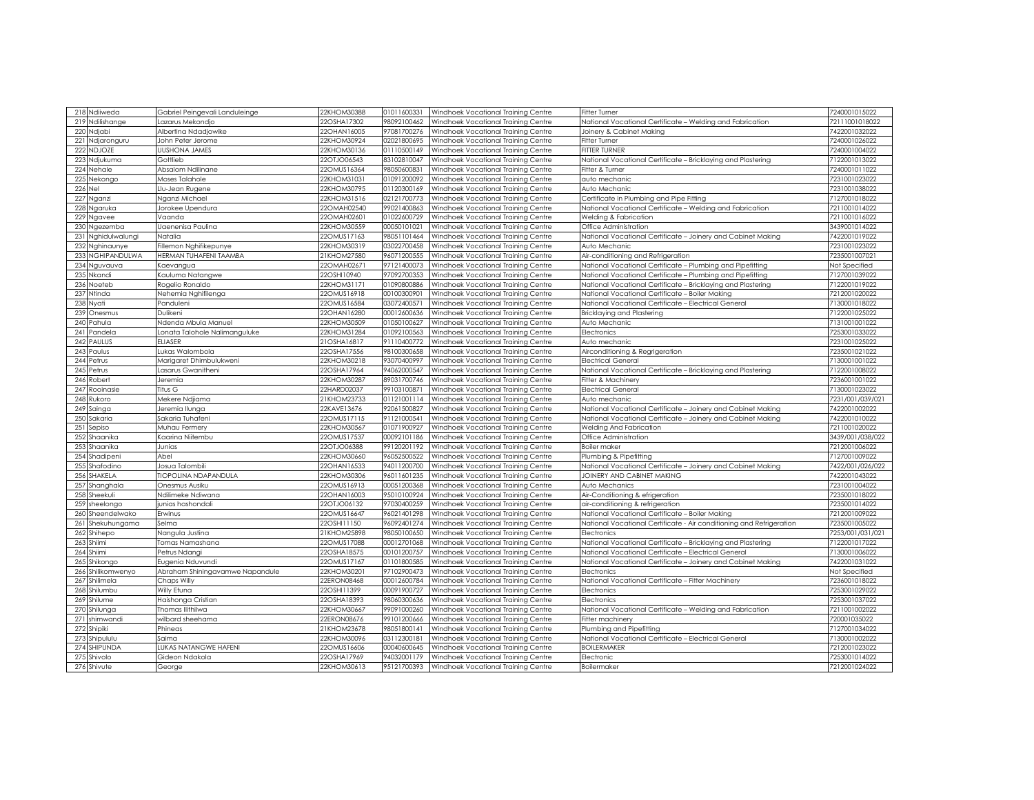| 218 | Ndiiweda | Gabriel Peingevali Landuleinge | 22KHOM30388 | 01011600331 | Windhoek Vocational Training Centre | Fitter Turner | 7240001015022 |
|---|---|---|---|---|---|---|---|
| 219 | Ndilishange | Lazarus Mekondjo | 22OSHA17302 | 98092100462 | Windhoek Vocational Training Centre | National Vocational Certificate – Welding and Fabrication | 72111001018022 |
| 220 | Ndjabi | Albertina Ndadjowike | 22OHAN16005 | 97081700276 | Windhoek Vocational Training Centre | Joinery & Cabinet Making | 7422001032022 |
| 221 | Ndjaronguru | John Peter Jerome | 22KHOM30924 | 02021800695 | Windhoek Vocational Training Centre | Fitter Turner | 7240001026022 |
| 222 | NDJOZE | UUSHONA JAMES | 22KHOM30136 | 01110500149 | Windhoek Vocational Training Centre | FITTER TURNER | 7240001004022 |
| 223 | Ndjukuma | Gottlieb | 22OTJO06543 | 83102810047 | Windhoek Vocational Training Centre | National Vocational Certificate – Bricklaying and Plastering | 7122001013022 |
| 224 | Nehale | Absalom Ndilinane | 22OMUS16364 | 98050600831 | Windhoek Vocational Training Centre | Fitter & Turner | 7240001011022 |
| 225 | Nekongo | Moses Talahole | 22KHOM31031 | 01091200092 | Windhoek Vocational Training Centre | auto mechanic | 7231001023022 |
| 226 | Nel | Llu-Jean Rugene | 22KHOM30795 | 01120300169 | Windhoek Vocational Training Centre | Auto Mechanic | 7231001038022 |
| 227 | Nganzi | Nganzi Michael | 22KHOM31516 | 02121700773 | Windhoek Vocational Training Centre | Certificate in Plumbing and Pipe Fitting | 7127001018022 |
| 228 | Ngaruka | Jorokee Upendura | 22OMAH02540 | 99021400863 | Windhoek Vocational Training Centre | National Vocational Certificate – Welding and Fabrication | 7211001014022 |
| 229 | Ngavee | Vaanda | 22OMAH02601 | 01022600729 | Windhoek Vocational Training Centre | Welding & Fabrication | 7211001016022 |
| 230 | Ngezemba | Uaenenisa Paulina | 22KHOM30559 | 00050101021 | Windhoek Vocational Training Centre | Office Administration | 3439001014022 |
| 231 | Nghidulwalungi | Natalia | 22OMUS17163 | 98051101464 | Windhoek Vocational Training Centre | National Vocational Certificate – Joinery and Cabinet Making | 7422001019022 |
| 232 | Nghinaunye | Fillemon Nghifikepunye | 22KHOM30319 | 03022700458 | Windhoek Vocational Training Centre | Auto Mechanic | 7231001023022 |
| 233 | NGHIPANDULWA | HERMAN TUHAFENI TAAMBA | 21KHOM27580 | 96071200555 | Windhoek Vocational Training Centre | Air-conditioning and Refrigeration | 7235001007021 |
| 234 | Nguvauva | Kaevangua | 22OMAH02671 | 97121400073 | Windhoek Vocational Training Centre | National Vocational Certificate – Plumbing and Pipefitting | Not Specified |
| 235 | Nkandi | Kauluma Natangwe | 22OSHI10940 | 97092700353 | Windhoek Vocational Training Centre | National Vocational Certificate – Plumbing and Pipefitting | 7127001039022 |
| 236 | Noeteb | Rogelio Ronaldo | 22KHOM31171 | 01090800886 | Windhoek Vocational Training Centre | National Vocational Certificate – Bricklaying and Plastering | 7122001019022 |
| 237 | Ntinda | Nehemia Nghifilenga | 22OMUS16918 | 00100300901 | Windhoek Vocational Training Centre | National Vocational Certificate – Boiler Making | 7212001020022 |
| 238 | Nyati | Panduleni | 22OMUS16584 | 03072400571 | Windhoek Vocational Training Centre | National Vocational Certificate – Electrical General | 7130001018022 |
| 239 | Onesmus | Dulikeni | 22OHAN16280 | 00012600636 | Windhoek Vocational Training Centre | Bricklaying and Plastering | 7122001025022 |
| 240 | Pahula | Ndenda Mbula Manuel | 22KHOM30509 | 01050100627 | Windhoek Vocational Training Centre | Auto Mechanic | 7131001001022 |
| 241 | Pandela | Lonata Talohole Nalimanguluke | 22KHOM31284 | 01092100563 | Windhoek Vocational Training Centre | Electronics | 7253001033022 |
| 242 | PAULUS | ELIASER | 21OSHA16817 | 91110400772 | Windhoek Vocational Training Centre | Auto mechanic | 7231001025022 |
| 243 | Paulus | Lukas Walombola | 22OSHA17556 | 98100300658 | Windhoek Vocational Training Centre | Airconditioning & Regrigeration | 7235001021022 |
| 244 | Petrus | Marigaret Dhimbulukweni | 22KHOM30218 | 93070400997 | Windhoek Vocational Training Centre | Electrical General | 7130001001022 |
| 245 | Petrus | Lasarus Gwanitheni | 22OSHA17964 | 94062000547 | Windhoek Vocational Training Centre | National Vocational Certificate – Bricklaying and Plastering | 7122001008022 |
| 246 | Robert | Jeremia | 22KHOM30287 | 89031700746 | Windhoek Vocational Training Centre | Fitter & Machinery | 7236001001022 |
| 247 | Rooinasie | Titus G | 22HARD02037 | 99103100871 | Windhoek Vocational Training Centre | Electrical General | 7130001023022 |
| 248 | Rukoro | Mekere Ndjiama | 21KHOM23733 | 01121001114 | Windhoek Vocational Training Centre | Auto mechanic | 7231/001/039/021 |
| 249 | Sainga | Jeremia Ilunga | 22KAVE13676 | 92061500827 | Windhoek Vocational Training Centre | National Vocational Certificate – Joinery and Cabinet Making | 7422001002022 |
| 250 | Sakaria | Sakaria Tuhafeni | 22OMUS17115 | 91121000541 | Windhoek Vocational Training Centre | National Vocational Certificate – Joinery and Cabinet Making | 7422001010022 |
| 251 | Sepiso | Muhau Fermery | 22KHOM30567 | 01071900927 | Windhoek Vocational Training Centre | Welding And Fabrication | 7211001020022 |
| 252 | Shaanika | Kaarina Niitembu | 22OMUS17537 | 00092101186 | Windhoek Vocational Training Centre | Office Administration | 3439/001/038/022 |
| 253 | Shaanika | Junias | 22OTJO06388 | 99120201192 | Windhoek Vocational Training Centre | Boiler maker | 7212001006022 |
| 254 | Shadipeni | Abel | 22KHOM30660 | 96052500522 | Windhoek Vocational Training Centre | Plumbing & Pipefitting | 7127001009022 |
| 255 | Shafodino | Josua Talombili | 22OHAN16533 | 94011200700 | Windhoek Vocational Training Centre | National Vocational Certificate – Joinery and Cabinet Making | 7422/001/026/022 |
| 256 | SHAKELA | TIOPOLINA NDAPANDULA | 22KHOM30306 | 96011601235 | Windhoek Vocational Training Centre | JOINERY AND CABINET MAKING | 7422001043022 |
| 257 | Shanghala | Onesmus Ausiku | 22OMUS16913 | 00051200368 | Windhoek Vocational Training Centre | Auto Mechanics | 7231001004022 |
| 258 | Sheekuli | Ndilimeke Ndiwana | 22OHAN16003 | 95010100924 | Windhoek Vocational Training Centre | Air-Conditioning & efrigeration | 7235001018022 |
| 259 | sheelongo | junias hashondali | 22OTJO06132 | 97030400259 | Windhoek Vocational Training Centre | air-conditioning & refrigeration | 7235001014022 |
| 260 | Sheendelwako | Erwinus | 22OMUS16647 | 96021401298 | Windhoek Vocational Training Centre | National Vocational Certificate – Boiler Making | 7212001009022 |
| 261 | Shekuhungama | Selma | 22OSHI11150 | 96092401274 | Windhoek Vocational Training Centre | National Vocational Certificate - Air conditioning and Refrigeration | 7235001005022 |
| 262 | Shihepo | Nangula Justina | 21KHOM25898 | 98050100650 | Windhoek Vocational Training Centre | Electronics | 7253/001/031/021 |
| 263 | Shiimi | Tomas Namashana | 22OMUS17088 | 00012701068 | Windhoek Vocational Training Centre | National Vocational Certificate – Bricklaying and Plastering | 7122001017022 |
| 264 | Shiimi | Petrus Ndangi | 22OSHA18575 | 00101200757 | Windhoek Vocational Training Centre | National Vocational Certificate – Electrical General | 7130001006022 |
| 265 | Shikongo | Eugenia Nduvundi | 22OMUS17167 | 01101800585 | Windhoek Vocational Training Centre | National Vocational Certificate – Joinery and Cabinet Making | 7422001031022 |
| 266 | Shilikomwenyo | Abraham Shiningavamwe Napandule | 22KHOM30201 | 97102900473 | Windhoek Vocational Training Centre | Electronics | Not Specified |
| 267 | Shiimela | Chaps Willy | 22ERON08468 | 00012600784 | Windhoek Vocational Training Centre | National Vocational Certificate – Fitter Machinery | 7236001018022 |
| 268 | Shilumbu | Willy Etuna | 22OSHI11399 | 00091900727 | Windhoek Vocational Training Centre | Electronics | 7253001029022 |
| 269 | Shilume | Haishonga Cristian | 22OSHA18393 | 98060300636 | Windhoek Vocational Training Centre | Electronics | 7253001037022 |
| 270 | Shilunga | Thomas Iiithilwa | 22KHOM30667 | 99091000260 | Windhoek Vocational Training Centre | National Vocational Certificate – Welding and Fabrication | 7211001002022 |
| 271 | shimwandi | wilbard sheehama | 22ERON08676 | 99101200666 | Windhoek Vocational Training Centre | Fitter machinery | 720001035022 |
| 272 | Shipiki | Phineas | 21KHOM23678 | 98051800141 | Windhoek Vocational Training Centre | Plumbing and Pipefitting | 7127001034022 |
| 273 | Shipululu | Saima | 22KHOM30096 | 03112300181 | Windhoek Vocational Training Centre | National Vocational Certificate – Electrical General | 7130001002022 |
| 274 | SHIPUNDA | LUKAS NATANGWE HAFENI | 22OMUS16606 | 00040600645 | Windhoek Vocational Training Centre | BOILERMAKER | 7212001023022 |
| 275 | Shivolo | Gideon Ndakola | 22OSHA17969 | 94032001179 | Windhoek Vocational Training Centre | Electronic | 7253001014022 |
| 276 | Shivute | George | 22KHOM30613 | 95121700393 | Windhoek Vocational Training Centre | Boilermaker | 7212001024022 |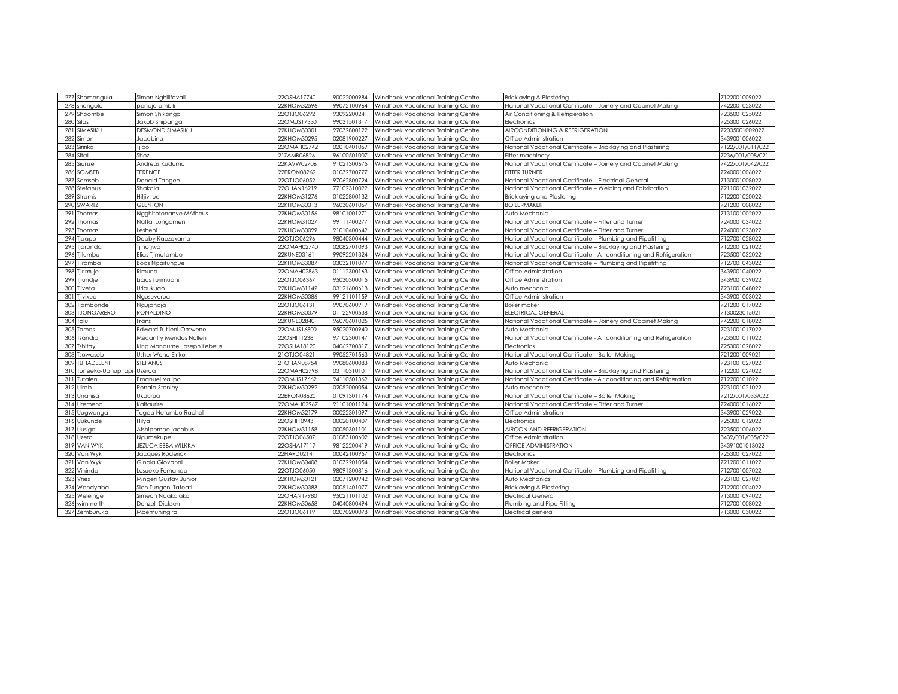| | | | | | | | |
|---|---|---|---|---|---|---|---|
| 277 | Shomongula | Simon Nghilifavali | 22OSHA17740 | 90022000984 | Windhoek Vocational Training Centre | Bricklaying & Plastering | 7122001009022 |
| 278 | shongolo | pendje-ombili | 22KHOM32596 | 99072100964 | Windhoek Vocational Training Centre | National Vocational Certificate – Joinery and Cabinet Making | 7422001023022 |
| 279 | Shoombe | Simon Shikongo | 22OTJO06292 | 93092200241 | Windhoek Vocational Training Centre | Air Conditioning & Refrigeration | 7235001025022 |
| 280 | Silas | Jakob Shipanga | 22OMUS17330 | 99031501317 | Windhoek Vocational Training Centre | Electronics | 7253001026022 |
| 281 | SIMASIKU | DESMOND SIMASIKU | 22KHOM30301 | 97032800122 | Windhoek Vocational Training Centre | AIRCONDITIONING & REFRIGERATION | 72035001002022 |
| 282 | Simon | Jacobina | 22KHOM30295 | 02081900227 | Windhoek Vocational Training Centre | Office Administration | 3439001006022 |
| 283 | Siririka | Tjipo | 22OMAH02742 | 02010401069 | Windhoek Vocational Training Centre | National Vocational Certificate – Bricklaying and Plastering | 7122/001/011/022 |
| 284 | Sitali | Shozi | 21ZAMB06826 | 96100501007 | Windhoek Vocational Training Centre | Fitter machinery | 7236/001/008/021 |
| 285 | Siunze | Andreas Kudumo | 22KAVW02706 | 91021300675 | Windhoek Vocational Training Centre | National Vocational Certificate – Joinery and Cabinet Making | 7422/001/042/022 |
| 286 | SOMSEB | TERENCE | 22ERON08262 | 01032700777 | Windhoek Vocational Training Centre | FITTER TURNER | 7240001006022 |
| 287 | Somseb | Donald Tangee | 22OTJO06052 | 97062800724 | Windhoek Vocational Training Centre | National Vocational Certificate – Electrical General | 7130001008022 |
| 288 | Stefanus | Shakala | 22OHAN16219 | 77102310099 | Windhoek Vocational Training Centre | National Vocational Certificate – Welding and Fabrication | 7211001032022 |
| 289 | Stramis | Hitjivirue | 22KHOM31276 | 01022800132 | Windhoek Vocational Training Centre | Bricklaying and Plastering | 7122001020022 |
| 290 | SWARTZ | GLENTON | 22KHOM30313 | 96030601067 | Windhoek Vocational Training Centre | BOILERMAKER | 7212001008022 |
| 291 | Thomas | Ngghitotonanye MAtheus | 22KHOM30156 | 98101001271 | Windhoek Vocational Training Centre | Auto Mechanic | 7131001002022 |
| 292 | Thomas | Naftal Lungameni | 22KHOM31027 | 99111400277 | Windhoek Vocational Training Centre | National Vocational Certificate – Fitter and Turner | 7240001034022 |
| 293 | Thomas | Lesheni | 22KHOM30099 | 91010400649 | Windhoek Vocational Training Centre | National Vocational Certificate – Fitter and Turner | 7240001023022 |
| 294 | Tjaapo | Debby Kaezekama | 22OTJO06296 | 98040300444 | Windhoek Vocational Training Centre | National Vocational Certificate – Plumbing and Pipefitting | 7127001028022 |
| 295 | Tjaronda | Tjinotjwa | 22OMAH02740 | 02082701093 | Windhoek Vocational Training Centre | National Vocational Certificate – Bricklaying and Plastering | 7122001021022 |
| 296 | Tjilumbu | Elias Tjimutambo | 22KUNE03161 | 99092201324 | Windhoek Vocational Training Centre | National Vocational Certificate - Air conditioning and Refrigeration | 7235001032022 |
| 297 | Tjiramba | Boas Ngaitungue | 22KHOM33087 | 03032101077 | Windhoek Vocational Training Centre | National Vocational Certificate – Plumbing and Pipefitting | 7127001043022 |
| 298 | Tjirimuje | Rimuna | 22OMAH02863 | 01112300163 | Windhoek Vocational Training Centre | Office Adminstration | 3439001040022 |
| 299 | Tjiundje | Licius Turimuani | 22OTJO06367 | 95030300015 | Windhoek Vocational Training Centre | Office Adminstration | 3439001039022 |
| 300 | Tjiveta | Urioukuao | 22KHOM31142 | 03121600613 | Windhoek Vocational Training Centre | Auto mechanic | 7231001048022 |
| 301 | Tjivikua | Ngusuverua | 22KHOM30386 | 99121101159 | Windhoek Vocational Training Centre | Office Administration | 3439001003022 |
| 302 | Tjombonde | Ngujandja | 22OTJO06131 | 99070600919 | Windhoek Vocational Training Centre | Boiler maker | 7212001017022 |
| 303 | TJONGARERO | RONALDINO | 22KHOM30379 | 01122900538 | Windhoek Vocational Training Centre | ELECTRICAL GENERAL | 7130023015021 |
| 304 | Tolu | Frans | 22KUNE02840 | 96070601025 | Windhoek Vocational Training Centre | National Vocational Certificate – Joinery and Cabinet Making | 7422001018022 |
| 305 | Tomas | Edward Tutileni-Omwene | 22OMUS16800 | 95020700940 | Windhoek Vocational Training Centre | Auto Mechanic | 7231001017022 |
| 306 | Tsandib | Mecantry Mendos Nollen | 22OSHI11238 | 97102300147 | Windhoek Vocational Training Centre | National Vocational Certificate - Air conditioning and Refrigeration | 7235001011022 |
| 307 | Tshitayi | King Mandume Joseph Lebeus | 22OSHA18120 | 04062700317 | Windhoek Vocational Training Centre | Electronics | 7253001028022 |
| 308 | Tsowaseb | Usher Weno Elriko | 21OTJO04821 | 99052701563 | Windhoek Vocational Training Centre | National Vocational Certificate – Boiler Making | 7212001009021 |
| 309 | TUHADELENI | STEFANUS | 21OHAN08754 | 99080600083 | Windhoek Vocational Training Centre | Auto Mechanic | 7231001027022 |
| 310 | Tuneeko-Uahupirapi | Uzerua | 22OMAH02798 | 03110310101 | Windhoek Vocational Training Centre | National Vocational Certificate – Bricklaying and Plastering | 7122001024022 |
| 311 | Tutaleni | Emanuel Valipo | 22OMUS17662 | 94110501369 | Windhoek Vocational Training Centre | National Vocational Certificate - Air conditioning and Refrigeration | 712200101022 |
| 312 | Uirab | Ponalo Stanley | 22KHOM30292 | 02052000054 | Windhoek Vocational Training Centre | Auto mechanics | 7231001021022 |
| 313 | Unanisa | Ukaurua | 22ERON08620 | 01091301174 | Windhoek Vocational Training Centre | National Vocational Certificate – Boiler Making | 7212/001/033/022 |
| 314 | Uremena | Kaitaurire | 22OMAH02967 | 91101001194 | Windhoek Vocational Training Centre | National Vocational Certificate – Fitter and Turner | 7240001016022 |
| 315 | Uugwanga | Tegaa Netumbo Rachel | 22KHOM32179 | 00022301097 | Windhoek Vocational Training Centre | Office Administration | 3439001029022 |
| 316 | Uukunde | Hilya | 22OSHI10943 | 00020100407 | Windhoek Vocational Training Centre | Electronics | 7253001012022 |
| 317 | Uusiga | Atshipembe jacobus | 22KHOM31158 | 00050301101 | Windhoek Vocational Training Centre | AIRCON AND REFRIGERATION | 7235001006022 |
| 318 | Uzera | Ngumekupe | 22OTJO06507 | 01083100602 | Windhoek Vocational Training Centre | Office Administration | 3439/001/035/022 |
| 319 | VAN WYK | JEZUCA EBBA WILKKA | 22OSHA17117 | 98122200419 | Windhoek Vocational Training Centre | OFFICE ADMINISTRATION | 34391001013022 |
| 320 | Van Wyk | Jacques Roderick | 22HARD02141 | 00042100957 | Windhoek Vocational Training Centre | Electronics | 7253001027022 |
| 321 | Van Wyk | Ginola Giovanni | 22KHOM30408 | 01072201054 | Windhoek Vocational Training Centre | Boiler Maker | 7212001011022 |
| 322 | Vihinda | Lusueko Fernando | 22OTJO06050 | 98091300816 | Windhoek Vocational Training Centre | National Vocational Certificate – Plumbing and Pipefitting | 7127001007022 |
| 323 | Vries | Mingeri Gustav Junior | 22KHOM30121 | 02071200942 | Windhoek Vocational Training Centre | Auto Mechanics | 7231001027021 |
| 324 | Wandyaba | Sion Tungeni Tateati | 22KHOM30383 | 00051401077 | Windhoek Vocational Training Centre | Bricklaying & Plastering | 7122001004022 |
| 325 | Weleinge | Simeon Ndakalako | 22OHAN17980 | 95021101102 | Windhoek Vocational Training Centre | Electrical General | 7130001094022 |
| 326 | wimmerth | Denzel Dicksen | 22KHOM30658 | 04040800494 | Windhoek Vocational Training Centre | Plumbing and Pipe Fitting | 7127001008022 |
| 327 | Zemburuka | Mbemuningira | 22OTJO06119 | 02070200078 | Windhoek Vocational Training Centre | Electrical general | 7130001030022 |